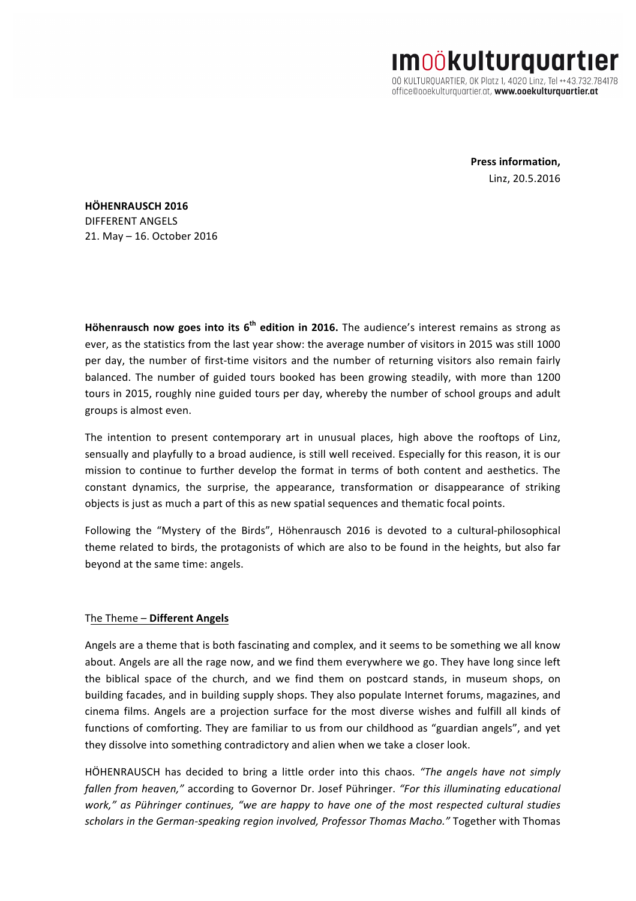**Press information,**
Linz, 20.5.2016

**HÖHENRAUSCH 2016**
DIFFERENT ANGELS
21. May – 16. October 2016

**Höhenrausch now goes into its 6th edition in 2016.** The audience's interest remains as strong as ever, as the statistics from the last year show: the average number of visitors in 2015 was still 1000 per day, the number of first-time visitors and the number of returning visitors also remain fairly balanced. The number of guided tours booked has been growing steadily, with more than 1200 tours in 2015, roughly nine guided tours per day, whereby the number of school groups and adult groups is almost even.

The intention to present contemporary art in unusual places, high above the rooftops of Linz, sensually and playfully to a broad audience, is still well received. Especially for this reason, it is our mission to continue to further develop the format in terms of both content and aesthetics. The constant dynamics, the surprise, the appearance, transformation or disappearance of striking objects is just as much a part of this as new spatial sequences and thematic focal points.

Following the "Mystery of the Birds", Höhenrausch 2016 is devoted to a cultural-philosophical theme related to birds, the protagonists of which are also to be found in the heights, but also far beyond at the same time: angels.

## The Theme – **Different Angels**

Angels are a theme that is both fascinating and complex, and it seems to be something we all know about. Angels are all the rage now, and we find them everywhere we go. They have long since left the biblical space of the church, and we find them on postcard stands, in museum shops, on building facades, and in building supply shops. They also populate Internet forums, magazines, and cinema films. Angels are a projection surface for the most diverse wishes and fulfill all kinds of functions of comforting. They are familiar to us from our childhood as "guardian angels", and yet they dissolve into something contradictory and alien when we take a closer look.

HÖHENRAUSCH has decided to bring a little order into this chaos. *"The angels have not simply fallen from heaven,"* according to Governor Dr. Josef Pühringer. *"For this illuminating educational work," as Pühringer continues, "we are happy to have one of the most respected cultural studies scholars in the German-speaking region involved, Professor Thomas Macho."* Together with Thomas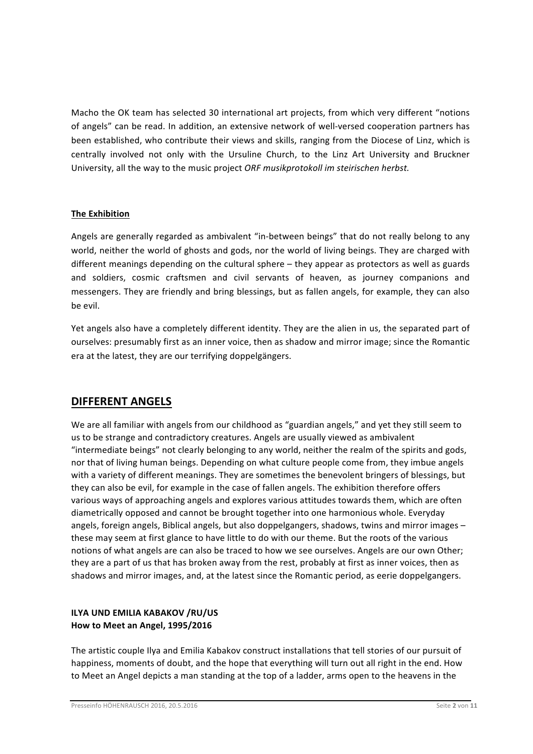Macho the OK team has selected 30 international art projects, from which very different "notions of angels" can be read. In addition, an extensive network of well-versed cooperation partners has been established, who contribute their views and skills, ranging from the Diocese of Linz, which is centrally involved not only with the Ursuline Church, to the Linz Art University and Bruckner University, all the way to the music project *ORF musikprotokoll im steirischen herbst.*

**The Exhibition**

Angels are generally regarded as ambivalent "in-between beings" that do not really belong to any world, neither the world of ghosts and gods, nor the world of living beings. They are charged with different meanings depending on the cultural sphere – they appear as protectors as well as guards and soldiers, cosmic craftsmen and civil servants of heaven, as journey companions and messengers. They are friendly and bring blessings, but as fallen angels, for example, they can also be evil.

Yet angels also have a completely different identity. They are the alien in us, the separated part of ourselves: presumably first as an inner voice, then as shadow and mirror image; since the Romantic era at the latest, they are our terrifying doppelgängers.

## DIFFERENT ANGELS

We are all familiar with angels from our childhood as "guardian angels," and yet they still seem to us to be strange and contradictory creatures. Angels are usually viewed as ambivalent "intermediate beings" not clearly belonging to any world, neither the realm of the spirits and gods, nor that of living human beings. Depending on what culture people come from, they imbue angels with a variety of different meanings. They are sometimes the benevolent bringers of blessings, but they can also be evil, for example in the case of fallen angels. The exhibition therefore offers various ways of approaching angels and explores various attitudes towards them, which are often diametrically opposed and cannot be brought together into one harmonious whole. Everyday angels, foreign angels, Biblical angels, but also doppelgangers, shadows, twins and mirror images – these may seem at first glance to have little to do with our theme. But the roots of the various notions of what angels are can also be traced to how we see ourselves. Angels are our own Other; they are a part of us that has broken away from the rest, probably at first as inner voices, then as shadows and mirror images, and, at the latest since the Romantic period, as eerie doppelgangers.

**ILYA UND EMILIA KABAKOV /RU/US**
**How to Meet an Angel, 1995/2016**

The artistic couple Ilya and Emilia Kabakov construct installations that tell stories of our pursuit of happiness, moments of doubt, and the hope that everything will turn out all right in the end. How to Meet an Angel depicts a man standing at the top of a ladder, arms open to the heavens in the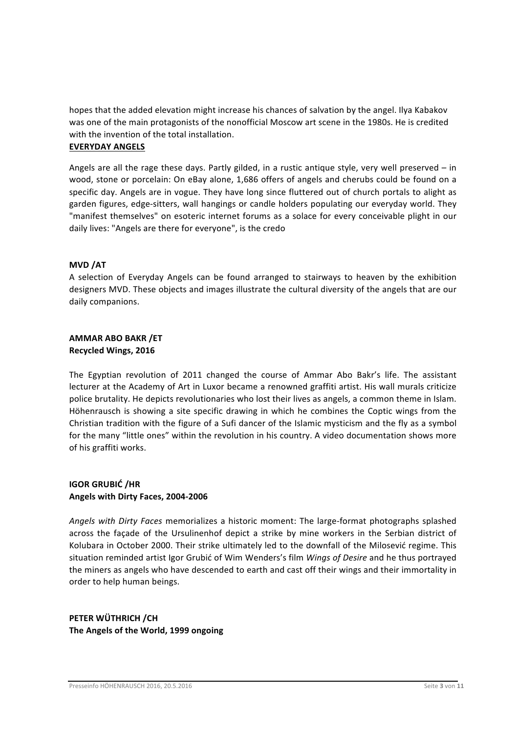hopes that the added elevation might increase his chances of salvation by the angel. Ilya Kabakov was one of the main protagonists of the nonofficial Moscow art scene in the 1980s. He is credited with the invention of the total installation.

## EVERYDAY ANGELS

Angels are all the rage these days. Partly gilded, in a rustic antique style, very well preserved – in wood, stone or porcelain: On eBay alone, 1,686 offers of angels and cherubs could be found on a specific day. Angels are in vogue. They have long since fluttered out of church portals to alight as garden figures, edge-sitters, wall hangings or candle holders populating our everyday world. They "manifest themselves" on esoteric internet forums as a solace for every conceivable plight in our daily lives: "Angels are there for everyone", is the credo

**MVD /AT**

A selection of Everyday Angels can be found arranged to stairways to heaven by the exhibition designers MVD. These objects and images illustrate the cultural diversity of the angels that are our daily companions.

**AMMAR ABO BAKR /ET**
**Recycled Wings, 2016**

The Egyptian revolution of 2011 changed the course of Ammar Abo Bakr's life. The assistant lecturer at the Academy of Art in Luxor became a renowned graffiti artist. His wall murals criticize police brutality. He depicts revolutionaries who lost their lives as angels, a common theme in Islam. Höhenrausch is showing a site specific drawing in which he combines the Coptic wings from the Christian tradition with the figure of a Sufi dancer of the Islamic mysticism and the fly as a symbol for the many "little ones" within the revolution in his country. A video documentation shows more of his graffiti works.

**IGOR GRUBIĆ /HR**
**Angels with Dirty Faces, 2004-2006**

*Angels with Dirty Faces* memorializes a historic moment: The large-format photographs splashed across the façade of the Ursulinenhof depict a strike by mine workers in the Serbian district of Kolubara in October 2000. Their strike ultimately led to the downfall of the Milosević regime. This situation reminded artist Igor Grubić of Wim Wenders's film *Wings of Desire* and he thus portrayed the miners as angels who have descended to earth and cast off their wings and their immortality in order to help human beings.

**PETER WÜTHRICH /CH**
**The Angels of the World, 1999 ongoing**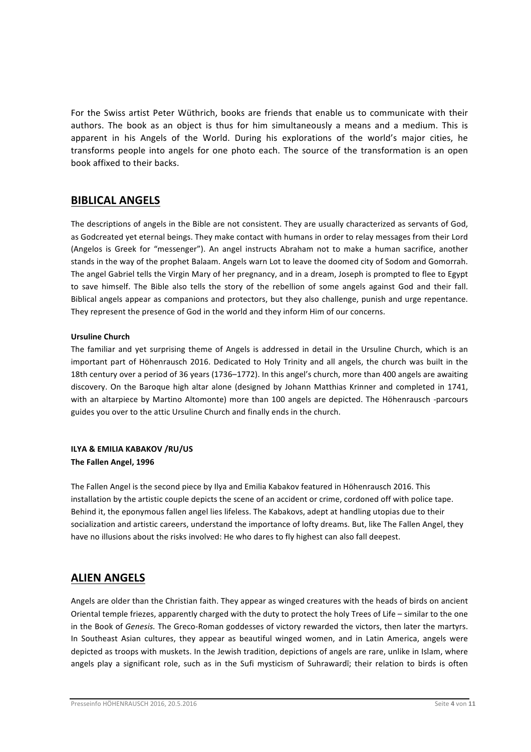For the Swiss artist Peter Wüthrich, books are friends that enable us to communicate with their authors. The book as an object is thus for him simultaneously a means and a medium. This is apparent in his Angels of the World. During his explorations of the world's major cities, he transforms people into angels for one photo each. The source of the transformation is an open book affixed to their backs.

## BIBLICAL ANGELS

The descriptions of angels in the Bible are not consistent. They are usually characterized as servants of God, as Godcreated yet eternal beings. They make contact with humans in order to relay messages from their Lord (Angelos is Greek for "messenger"). An angel instructs Abraham not to make a human sacrifice, another stands in the way of the prophet Balaam. Angels warn Lot to leave the doomed city of Sodom and Gomorrah. The angel Gabriel tells the Virgin Mary of her pregnancy, and in a dream, Joseph is prompted to flee to Egypt to save himself. The Bible also tells the story of the rebellion of some angels against God and their fall. Biblical angels appear as companions and protectors, but they also challenge, punish and urge repentance. They represent the presence of God in the world and they inform Him of our concerns.

**Ursuline Church**

The familiar and yet surprising theme of Angels is addressed in detail in the Ursuline Church, which is an important part of Höhenrausch 2016. Dedicated to Holy Trinity and all angels, the church was built in the 18th century over a period of 36 years (1736–1772). In this angel's church, more than 400 angels are awaiting discovery. On the Baroque high altar alone (designed by Johann Matthias Krinner and completed in 1741, with an altarpiece by Martino Altomonte) more than 100 angels are depicted. The Höhenrausch -parcours guides you over to the attic Ursuline Church and finally ends in the church.

**ILYA & EMILIA KABAKOV /RU/US**
**The Fallen Angel, 1996**

The Fallen Angel is the second piece by Ilya and Emilia Kabakov featured in Höhenrausch 2016. This installation by the artistic couple depicts the scene of an accident or crime, cordoned off with police tape. Behind it, the eponymous fallen angel lies lifeless. The Kabakovs, adept at handling utopias due to their socialization and artistic careers, understand the importance of lofty dreams. But, like The Fallen Angel, they have no illusions about the risks involved: He who dares to fly highest can also fall deepest.

## ALIEN ANGELS

Angels are older than the Christian faith. They appear as winged creatures with the heads of birds on ancient Oriental temple friezes, apparently charged with the duty to protect the holy Trees of Life – similar to the one in the Book of *Genesis.* The Greco-Roman goddesses of victory rewarded the victors, then later the martyrs. In Southeast Asian cultures, they appear as beautiful winged women, and in Latin America, angels were depicted as troops with muskets. In the Jewish tradition, depictions of angels are rare, unlike in Islam, where angels play a significant role, such as in the Sufi mysticism of Suhrawardī; their relation to birds is often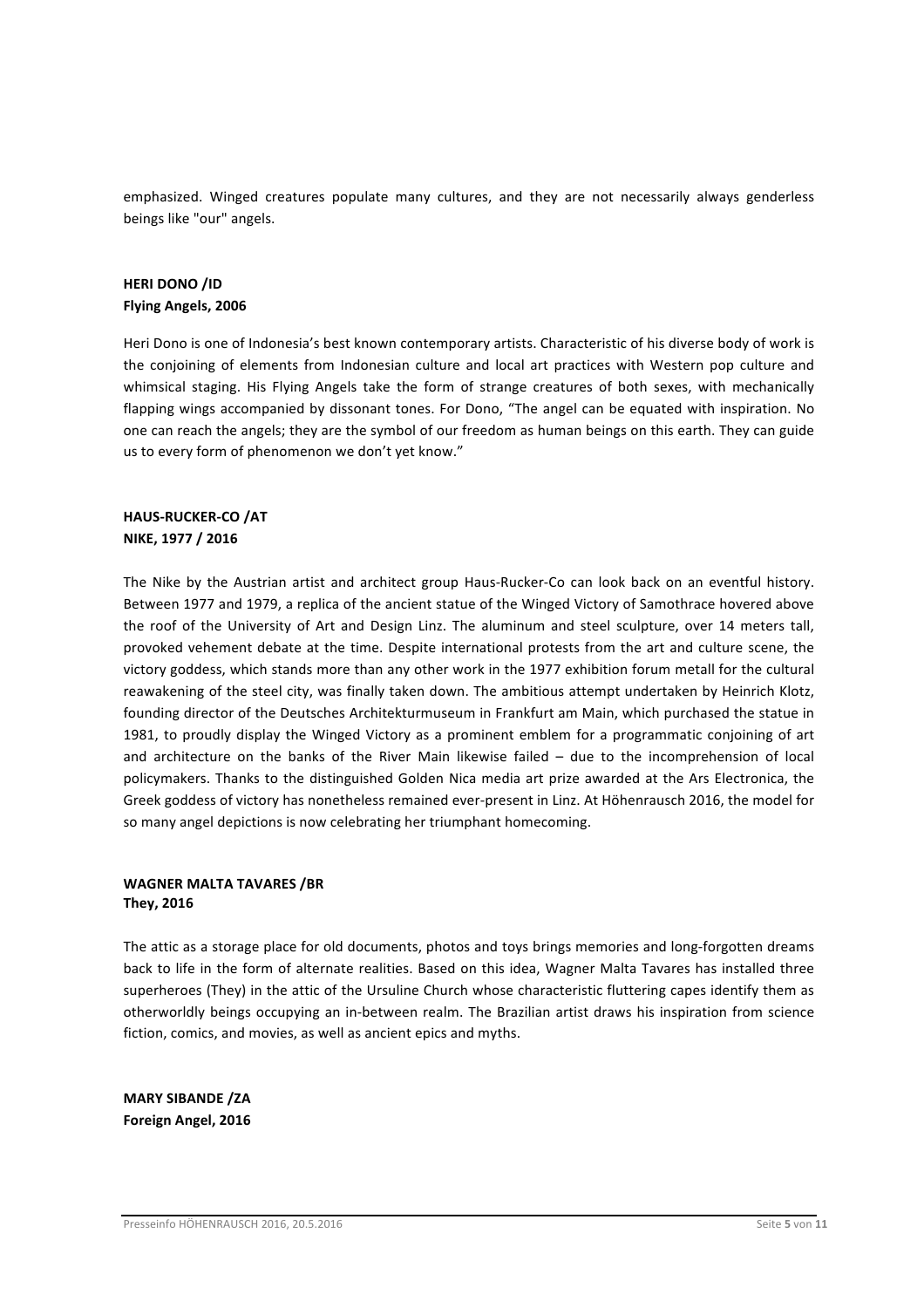emphasized. Winged creatures populate many cultures, and they are not necessarily always genderless beings like "our" angels.

**HERI DONO /ID**
**Flying Angels, 2006**

Heri Dono is one of Indonesia's best known contemporary artists. Characteristic of his diverse body of work is the conjoining of elements from Indonesian culture and local art practices with Western pop culture and whimsical staging. His Flying Angels take the form of strange creatures of both sexes, with mechanically flapping wings accompanied by dissonant tones. For Dono, "The angel can be equated with inspiration. No one can reach the angels; they are the symbol of our freedom as human beings on this earth. They can guide us to every form of phenomenon we don't yet know."

**HAUS-RUCKER-CO /AT**
**NIKE, 1977 / 2016**

The Nike by the Austrian artist and architect group Haus-Rucker-Co can look back on an eventful history. Between 1977 and 1979, a replica of the ancient statue of the Winged Victory of Samothrace hovered above the roof of the University of Art and Design Linz. The aluminum and steel sculpture, over 14 meters tall, provoked vehement debate at the time. Despite international protests from the art and culture scene, the victory goddess, which stands more than any other work in the 1977 exhibition forum metall for the cultural reawakening of the steel city, was finally taken down. The ambitious attempt undertaken by Heinrich Klotz, founding director of the Deutsches Architekturmuseum in Frankfurt am Main, which purchased the statue in 1981, to proudly display the Winged Victory as a prominent emblem for a programmatic conjoining of art and architecture on the banks of the River Main likewise failed – due to the incomprehension of local policymakers. Thanks to the distinguished Golden Nica media art prize awarded at the Ars Electronica, the Greek goddess of victory has nonetheless remained ever-present in Linz. At Höhenrausch 2016, the model for so many angel depictions is now celebrating her triumphant homecoming.

**WAGNER MALTA TAVARES /BR**
**They, 2016**

The attic as a storage place for old documents, photos and toys brings memories and long-forgotten dreams back to life in the form of alternate realities. Based on this idea, Wagner Malta Tavares has installed three superheroes (They) in the attic of the Ursuline Church whose characteristic fluttering capes identify them as otherworldly beings occupying an in-between realm. The Brazilian artist draws his inspiration from science fiction, comics, and movies, as well as ancient epics and myths.

**MARY SIBANDE /ZA**
**Foreign Angel, 2016**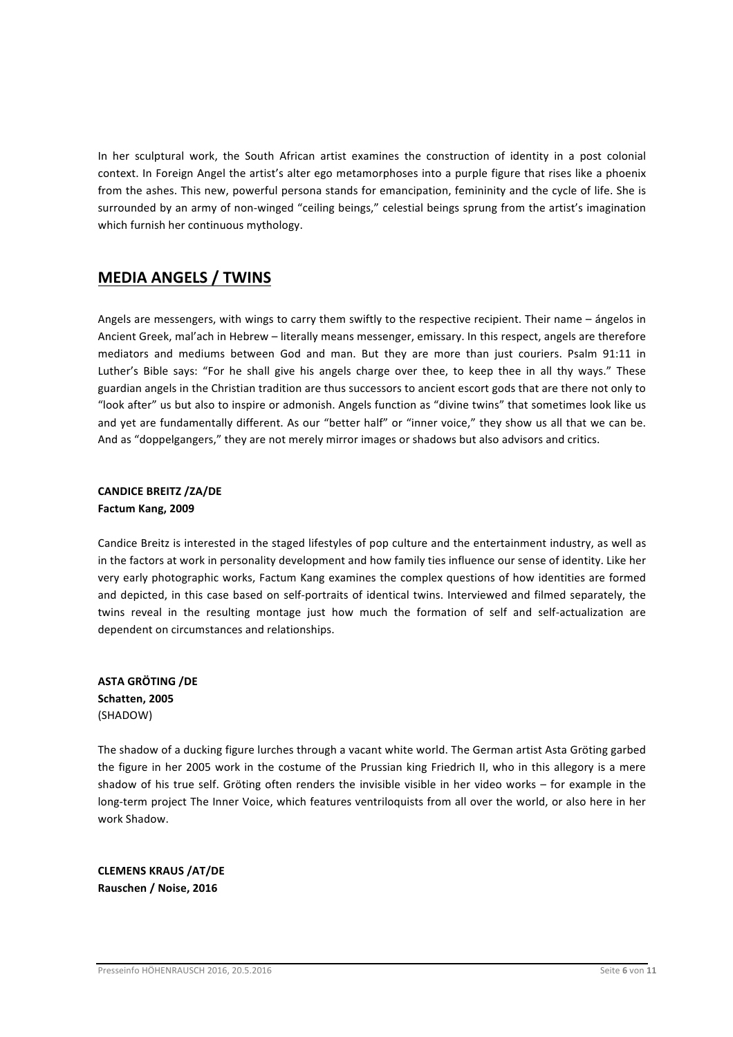In her sculptural work, the South African artist examines the construction of identity in a post colonial context. In Foreign Angel the artist's alter ego metamorphoses into a purple figure that rises like a phoenix from the ashes. This new, powerful persona stands for emancipation, femininity and the cycle of life. She is surrounded by an army of non-winged "ceiling beings," celestial beings sprung from the artist's imagination which furnish her continuous mythology.

## MEDIA ANGELS / TWINS

Angels are messengers, with wings to carry them swiftly to the respective recipient. Their name – ángelos in Ancient Greek, mal'ach in Hebrew – literally means messenger, emissary. In this respect, angels are therefore mediators and mediums between God and man. But they are more than just couriers. Psalm 91:11 in Luther's Bible says: "For he shall give his angels charge over thee, to keep thee in all thy ways." These guardian angels in the Christian tradition are thus successors to ancient escort gods that are there not only to "look after" us but also to inspire or admonish. Angels function as "divine twins" that sometimes look like us and yet are fundamentally different. As our "better half" or "inner voice," they show us all that we can be. And as "doppelgangers," they are not merely mirror images or shadows but also advisors and critics.

**CANDICE BREITZ /ZA/DE**
**Factum Kang, 2009**

Candice Breitz is interested in the staged lifestyles of pop culture and the entertainment industry, as well as in the factors at work in personality development and how family ties influence our sense of identity. Like her very early photographic works, Factum Kang examines the complex questions of how identities are formed and depicted, in this case based on self-portraits of identical twins. Interviewed and filmed separately, the twins reveal in the resulting montage just how much the formation of self and self-actualization are dependent on circumstances and relationships.

**ASTA GRÖTING /DE**
**Schatten, 2005**
(SHADOW)

The shadow of a ducking figure lurches through a vacant white world. The German artist Asta Gröting garbed the figure in her 2005 work in the costume of the Prussian king Friedrich II, who in this allegory is a mere shadow of his true self. Gröting often renders the invisible visible in her video works – for example in the long-term project The Inner Voice, which features ventriloquists from all over the world, or also here in her work Shadow.

**CLEMENS KRAUS /AT/DE**
**Rauschen / Noise, 2016**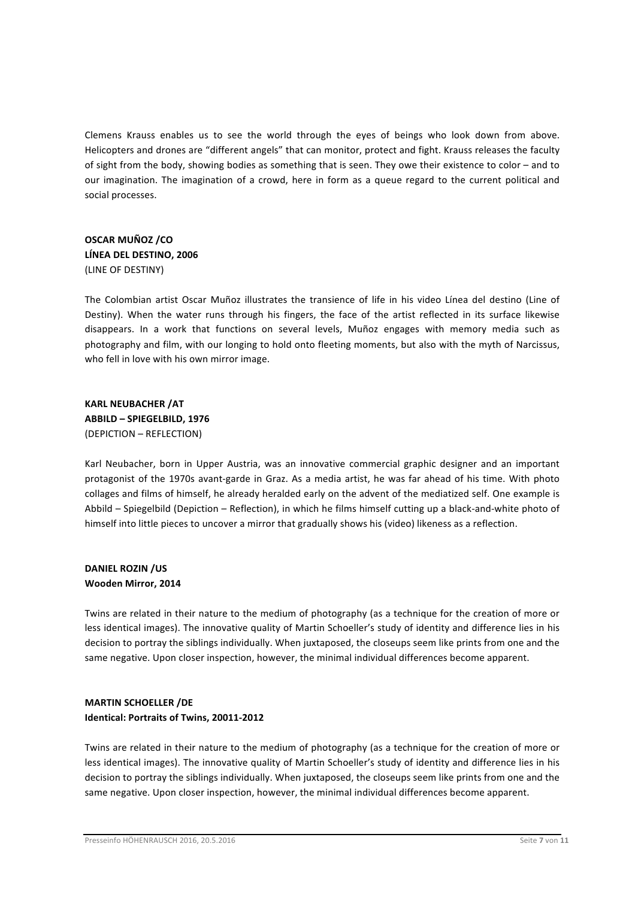Clemens Krauss enables us to see the world through the eyes of beings who look down from above. Helicopters and drones are "different angels" that can monitor, protect and fight. Krauss releases the faculty of sight from the body, showing bodies as something that is seen. They owe their existence to color – and to our imagination. The imagination of a crowd, here in form as a queue regard to the current political and social processes.

**OSCAR MUÑOZ /CO**
**LÍNEA DEL DESTINO, 2006**
(LINE OF DESTINY)

The Colombian artist Oscar Muñoz illustrates the transience of life in his video Línea del destino (Line of Destiny). When the water runs through his fingers, the face of the artist reflected in its surface likewise disappears. In a work that functions on several levels, Muñoz engages with memory media such as photography and film, with our longing to hold onto fleeting moments, but also with the myth of Narcissus, who fell in love with his own mirror image.

**KARL NEUBACHER /AT**
**ABBILD – SPIEGELBILD, 1976**
(DEPICTION – REFLECTION)

Karl Neubacher, born in Upper Austria, was an innovative commercial graphic designer and an important protagonist of the 1970s avant-garde in Graz. As a media artist, he was far ahead of his time. With photo collages and films of himself, he already heralded early on the advent of the mediatized self. One example is Abbild – Spiegelbild (Depiction – Reflection), in which he films himself cutting up a black-and-white photo of himself into little pieces to uncover a mirror that gradually shows his (video) likeness as a reflection.

**DANIEL ROZIN /US**
**Wooden Mirror, 2014**

Twins are related in their nature to the medium of photography (as a technique for the creation of more or less identical images). The innovative quality of Martin Schoeller's study of identity and difference lies in his decision to portray the siblings individually. When juxtaposed, the closeups seem like prints from one and the same negative. Upon closer inspection, however, the minimal individual differences become apparent.

**MARTIN SCHOELLER /DE**
**Identical: Portraits of Twins, 20011-2012**

Twins are related in their nature to the medium of photography (as a technique for the creation of more or less identical images). The innovative quality of Martin Schoeller's study of identity and difference lies in his decision to portray the siblings individually. When juxtaposed, the closeups seem like prints from one and the same negative. Upon closer inspection, however, the minimal individual differences become apparent.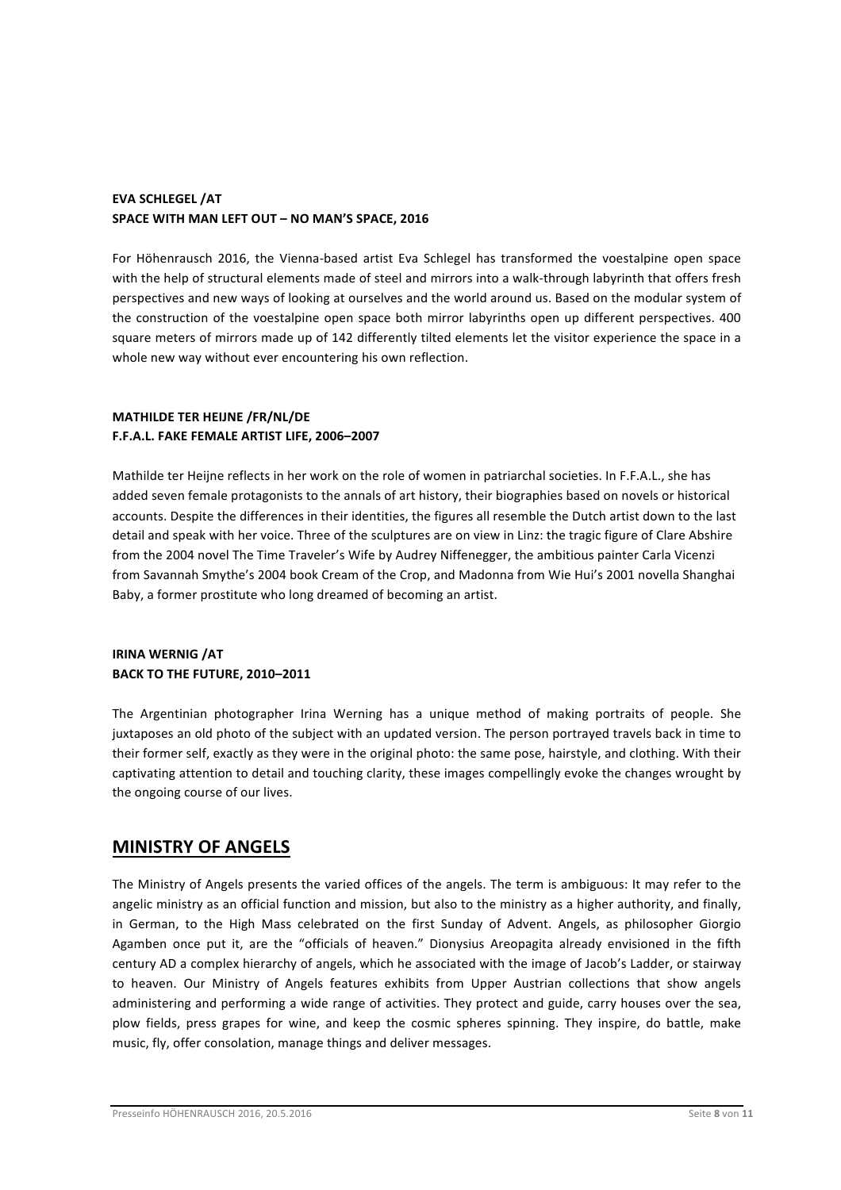**EVA SCHLEGEL /AT**
**SPACE WITH MAN LEFT OUT – NO MAN'S SPACE, 2016**

For Höhenrausch 2016, the Vienna-based artist Eva Schlegel has transformed the voestalpine open space with the help of structural elements made of steel and mirrors into a walk-through labyrinth that offers fresh perspectives and new ways of looking at ourselves and the world around us. Based on the modular system of the construction of the voestalpine open space both mirror labyrinths open up different perspectives. 400 square meters of mirrors made up of 142 differently tilted elements let the visitor experience the space in a whole new way without ever encountering his own reflection.

**MATHILDE TER HEIJNE /FR/NL/DE**
**F.F.A.L. FAKE FEMALE ARTIST LIFE, 2006–2007**

Mathilde ter Heijne reflects in her work on the role of women in patriarchal societies. In F.F.A.L., she has added seven female protagonists to the annals of art history, their biographies based on novels or historical accounts. Despite the differences in their identities, the figures all resemble the Dutch artist down to the last detail and speak with her voice. Three of the sculptures are on view in Linz: the tragic figure of Clare Abshire from the 2004 novel The Time Traveler's Wife by Audrey Niffenegger, the ambitious painter Carla Vicenzi from Savannah Smythe's 2004 book Cream of the Crop, and Madonna from Wie Hui's 2001 novella Shanghai Baby, a former prostitute who long dreamed of becoming an artist.

**IRINA WERNIG /AT**
**BACK TO THE FUTURE, 2010–2011**

The Argentinian photographer Irina Werning has a unique method of making portraits of people. She juxtaposes an old photo of the subject with an updated version. The person portrayed travels back in time to their former self, exactly as they were in the original photo: the same pose, hairstyle, and clothing. With their captivating attention to detail and touching clarity, these images compellingly evoke the changes wrought by the ongoing course of our lives.

## MINISTRY OF ANGELS

The Ministry of Angels presents the varied offices of the angels. The term is ambiguous: It may refer to the angelic ministry as an official function and mission, but also to the ministry as a higher authority, and finally, in German, to the High Mass celebrated on the first Sunday of Advent. Angels, as philosopher Giorgio Agamben once put it, are the "officials of heaven." Dionysius Areopagita already envisioned in the fifth century AD a complex hierarchy of angels, which he associated with the image of Jacob's Ladder, or stairway to heaven. Our Ministry of Angels features exhibits from Upper Austrian collections that show angels administering and performing a wide range of activities. They protect and guide, carry houses over the sea, plow fields, press grapes for wine, and keep the cosmic spheres spinning. They inspire, do battle, make music, fly, offer consolation, manage things and deliver messages.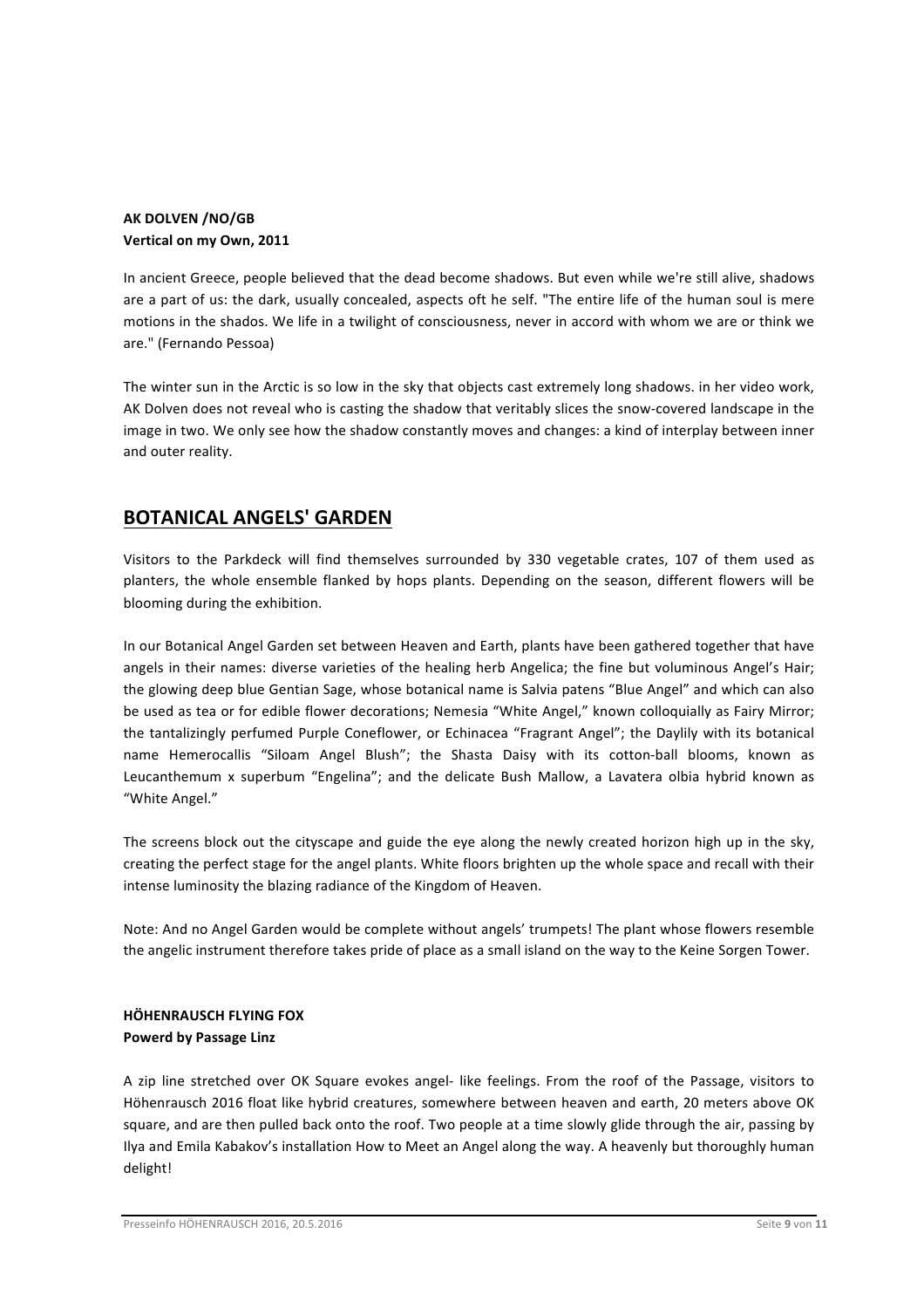**AK DOLVEN /NO/GB**
**Vertical on my Own, 2011**

In ancient Greece, people believed that the dead become shadows. But even while we're still alive, shadows are a part of us: the dark, usually concealed, aspects oft he self. "The entire life of the human soul is mere motions in the shados. We life in a twilight of consciousness, never in accord with whom we are or think we are." (Fernando Pessoa)

The winter sun in the Arctic is so low in the sky that objects cast extremely long shadows. in her video work, AK Dolven does not reveal who is casting the shadow that veritably slices the snow-covered landscape in the image in two. We only see how the shadow constantly moves and changes: a kind of interplay between inner and outer reality.

## BOTANICAL ANGELS' GARDEN

Visitors to the Parkdeck will find themselves surrounded by 330 vegetable crates, 107 of them used as planters, the whole ensemble flanked by hops plants. Depending on the season, different flowers will be blooming during the exhibition.

In our Botanical Angel Garden set between Heaven and Earth, plants have been gathered together that have angels in their names: diverse varieties of the healing herb Angelica; the fine but voluminous Angel's Hair; the glowing deep blue Gentian Sage, whose botanical name is Salvia patens "Blue Angel" and which can also be used as tea or for edible flower decorations; Nemesia "White Angel," known colloquially as Fairy Mirror; the tantalizingly perfumed Purple Coneflower, or Echinacea "Fragrant Angel"; the Daylily with its botanical name Hemerocallis "Siloam Angel Blush"; the Shasta Daisy with its cotton-ball blooms, known as Leucanthemum x superbum "Engelina"; and the delicate Bush Mallow, a Lavatera olbia hybrid known as "White Angel."

The screens block out the cityscape and guide the eye along the newly created horizon high up in the sky, creating the perfect stage for the angel plants. White floors brighten up the whole space and recall with their intense luminosity the blazing radiance of the Kingdom of Heaven.

Note: And no Angel Garden would be complete without angels' trumpets! The plant whose flowers resemble the angelic instrument therefore takes pride of place as a small island on the way to the Keine Sorgen Tower.

**HÖHENRAUSCH FLYING FOX**
**Powerd by Passage Linz**

A zip line stretched over OK Square evokes angel- like feelings. From the roof of the Passage, visitors to Höhenrausch 2016 float like hybrid creatures, somewhere between heaven and earth, 20 meters above OK square, and are then pulled back onto the roof. Two people at a time slowly glide through the air, passing by Ilya and Emila Kabakov's installation How to Meet an Angel along the way. A heavenly but thoroughly human delight!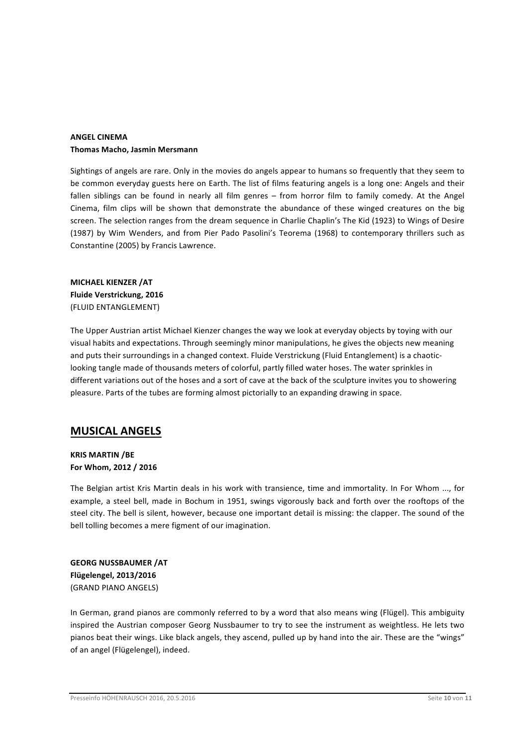**ANGEL CINEMA**
**Thomas Macho, Jasmin Mersmann**

Sightings of angels are rare. Only in the movies do angels appear to humans so frequently that they seem to be common everyday guests here on Earth. The list of films featuring angels is a long one: Angels and their fallen siblings can be found in nearly all film genres – from horror film to family comedy. At the Angel Cinema, film clips will be shown that demonstrate the abundance of these winged creatures on the big screen. The selection ranges from the dream sequence in Charlie Chaplin's The Kid (1923) to Wings of Desire (1987) by Wim Wenders, and from Pier Pado Pasolini's Teorema (1968) to contemporary thrillers such as Constantine (2005) by Francis Lawrence.

**MICHAEL KIENZER /AT**
**Fluide Verstrickung, 2016**
(FLUID ENTANGLEMENT)

The Upper Austrian artist Michael Kienzer changes the way we look at everyday objects by toying with our visual habits and expectations. Through seemingly minor manipulations, he gives the objects new meaning and puts their surroundings in a changed context. Fluide Verstrickung (Fluid Entanglement) is a chaotic-looking tangle made of thousands meters of colorful, partly filled water hoses. The water sprinkles in different variations out of the hoses and a sort of cave at the back of the sculpture invites you to showering pleasure. Parts of the tubes are forming almost pictorially to an expanding drawing in space.

## MUSICAL ANGELS

**KRIS MARTIN /BE**
**For Whom, 2012 / 2016**

The Belgian artist Kris Martin deals in his work with transience, time and immortality. In For Whom ..., for example, a steel bell, made in Bochum in 1951, swings vigorously back and forth over the rooftops of the steel city. The bell is silent, however, because one important detail is missing: the clapper. The sound of the bell tolling becomes a mere figment of our imagination.

**GEORG NUSSBAUMER /AT**
**Flügelengel, 2013/2016**
(GRAND PIANO ANGELS)

In German, grand pianos are commonly referred to by a word that also means wing (Flügel). This ambiguity inspired the Austrian composer Georg Nussbaumer to try to see the instrument as weightless. He lets two pianos beat their wings. Like black angels, they ascend, pulled up by hand into the air. These are the "wings" of an angel (Flügelengel), indeed.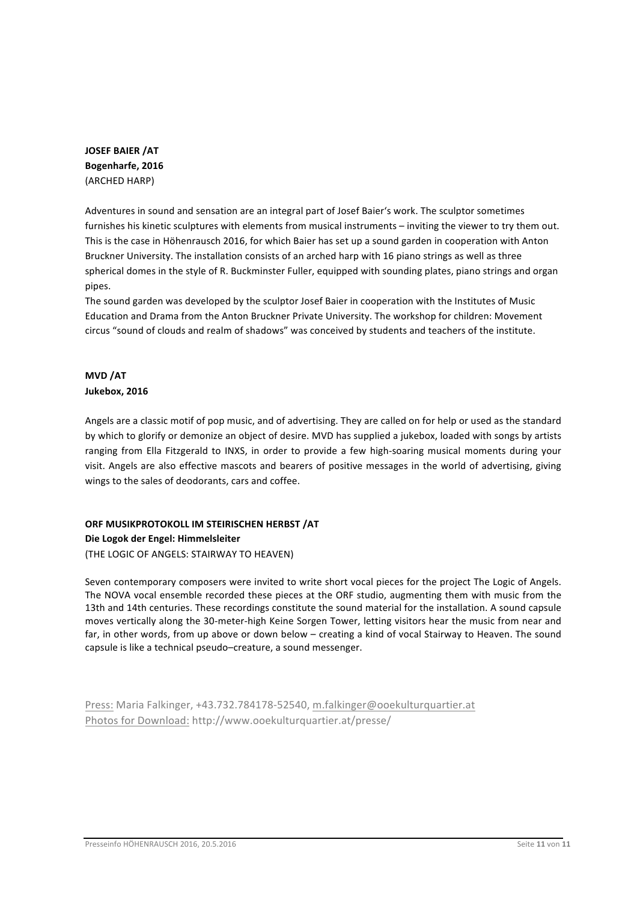**JOSEF BAIER /AT**
**Bogenharfe, 2016**
(ARCHED HARP)

Adventures in sound and sensation are an integral part of Josef Baier's work. The sculptor sometimes furnishes his kinetic sculptures with elements from musical instruments – inviting the viewer to try them out. This is the case in Höhenrausch 2016, for which Baier has set up a sound garden in cooperation with Anton Bruckner University. The installation consists of an arched harp with 16 piano strings as well as three spherical domes in the style of R. Buckminster Fuller, equipped with sounding plates, piano strings and organ pipes.
The sound garden was developed by the sculptor Josef Baier in cooperation with the Institutes of Music Education and Drama from the Anton Bruckner Private University. The workshop for children: Movement circus "sound of clouds and realm of shadows" was conceived by students and teachers of the institute.

**MVD /AT**
**Jukebox, 2016**

Angels are a classic motif of pop music, and of advertising. They are called on for help or used as the standard by which to glorify or demonize an object of desire. MVD has supplied a jukebox, loaded with songs by artists ranging from Ella Fitzgerald to INXS, in order to provide a few high-soaring musical moments during your visit. Angels are also effective mascots and bearers of positive messages in the world of advertising, giving wings to the sales of deodorants, cars and coffee.

**ORF MUSIKPROTOKOLL IM STEIRISCHEN HERBST /AT**
**Die Logok der Engel: Himmelsleiter**
(THE LOGIC OF ANGELS: STAIRWAY TO HEAVEN)

Seven contemporary composers were invited to write short vocal pieces for the project The Logic of Angels. The NOVA vocal ensemble recorded these pieces at the ORF studio, augmenting them with music from the 13th and 14th centuries. These recordings constitute the sound material for the installation. A sound capsule moves vertically along the 30-meter-high Keine Sorgen Tower, letting visitors hear the music from near and far, in other words, from up above or down below – creating a kind of vocal Stairway to Heaven. The sound capsule is like a technical pseudo–creature, a sound messenger.

Press: Maria Falkinger, +43.732.784178-52540, m.falkinger@ooekulturquartier.at
Photos for Download: http://www.ooekulturquartier.at/presse/